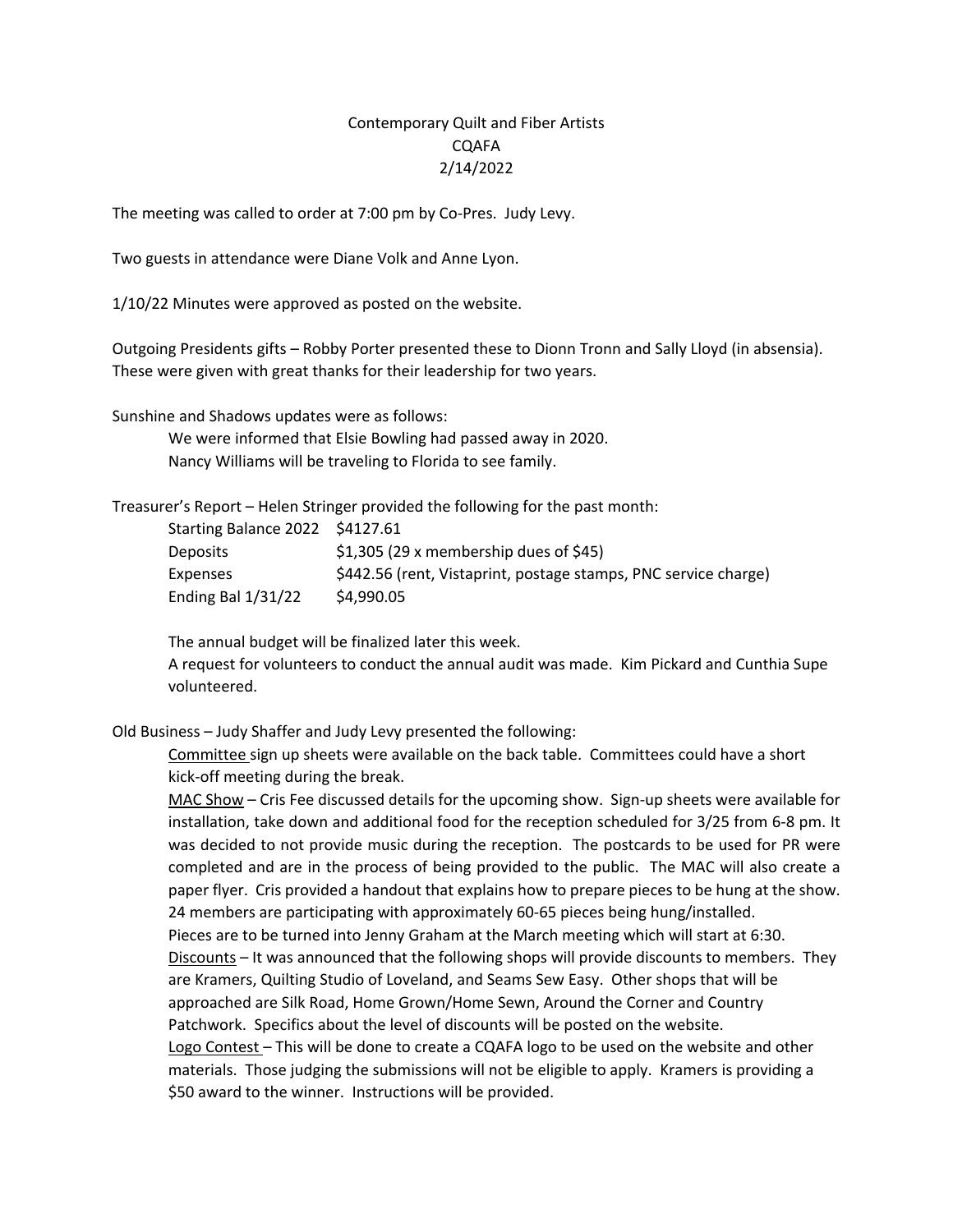# Contemporary Quilt and Fiber Artists
# CQAFA
# 2/14/2022

The meeting was called to order at 7:00 pm by Co-Pres. Judy Levy.

Two guests in attendance were Diane Volk and Anne Lyon.

1/10/22 Minutes were approved as posted on the website.

Outgoing Presidents gifts – Robby Porter presented these to Dionn Tronn and Sally Lloyd (in absensia). These were given with great thanks for their leadership for two years.

Sunshine and Shadows updates were as follows:

- We were informed that Elsie Bowling had passed away in 2020.
- Nancy Williams will be traveling to Florida to see family.

Treasurer's Report – Helen Stringer provided the following for the past month:

| | |
|---|---|
| Starting Balance 2022 | $4127.61 |
| Deposits | $1,305 (29 x membership dues of $45) |
| Expenses | $442.56 (rent, Vistaprint, postage stamps, PNC service charge) |
| Ending Bal 1/31/22 | $4,990.05 |

The annual budget will be finalized later this week.

A request for volunteers to conduct the annual audit was made. Kim Pickard and Cunthia Supe volunteered.

Old Business – Judy Shaffer and Judy Levy presented the following:

Committee sign up sheets were available on the back table. Committees could have a short kick-off meeting during the break.

MAC Show – Cris Fee discussed details for the upcoming show. Sign-up sheets were available for installation, take down and additional food for the reception scheduled for 3/25 from 6-8 pm. It was decided to not provide music during the reception. The postcards to be used for PR were completed and are in the process of being provided to the public. The MAC will also create a paper flyer. Cris provided a handout that explains how to prepare pieces to be hung at the show. 24 members are participating with approximately 60-65 pieces being hung/installed.

Pieces are to be turned into Jenny Graham at the March meeting which will start at 6:30.

Discounts – It was announced that the following shops will provide discounts to members. They are Kramers, Quilting Studio of Loveland, and Seams Sew Easy. Other shops that will be approached are Silk Road, Home Grown/Home Sewn, Around the Corner and Country Patchwork. Specifics about the level of discounts will be posted on the website.

Logo Contest – This will be done to create a CQAFA logo to be used on the website and other materials. Those judging the submissions will not be eligible to apply. Kramers is providing a $50 award to the winner. Instructions will be provided.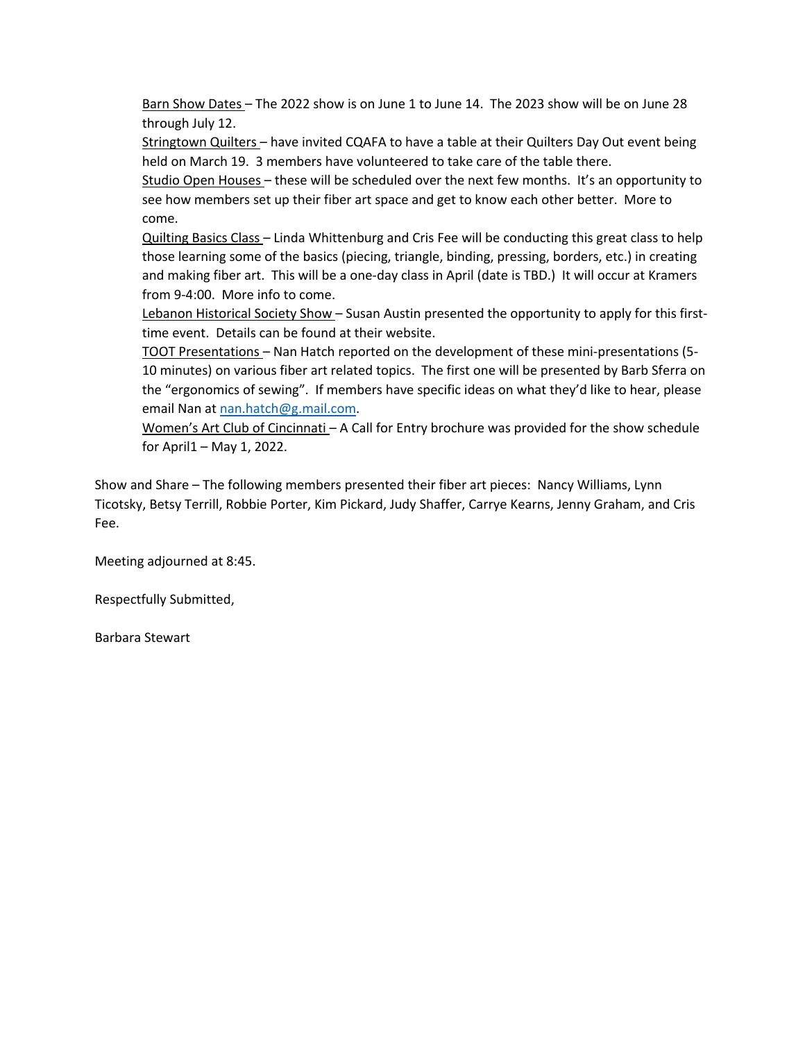<u>Barn Show Dates</u> – The 2022 show is on June 1 to June 14. The 2023 show will be on June 28 through July 12.

<u>Stringtown Quilters</u> – have invited CQAFA to have a table at their Quilters Day Out event being held on March 19. 3 members have volunteered to take care of the table there.

<u>Studio Open Houses</u> – these will be scheduled over the next few months. It's an opportunity to see how members set up their fiber art space and get to know each other better. More to come.

<u>Quilting Basics Class</u> – Linda Whittenburg and Cris Fee will be conducting this great class to help those learning some of the basics (piecing, triangle, binding, pressing, borders, etc.) in creating and making fiber art. This will be a one-day class in April (date is TBD.) It will occur at Kramers from 9-4:00. More info to come.

<u>Lebanon Historical Society Show</u> – Susan Austin presented the opportunity to apply for this first-time event. Details can be found at their website.

<u>TOOT Presentations</u> – Nan Hatch reported on the development of these mini-presentations (5-10 minutes) on various fiber art related topics. The first one will be presented by Barb Sferra on the "ergonomics of sewing". If members have specific ideas on what they'd like to hear, please email Nan at nan.hatch@g.mail.com.

<u>Women's Art Club of Cincinnati</u> – A Call for Entry brochure was provided for the show schedule for April1 – May 1, 2022.

Show and Share – The following members presented their fiber art pieces: Nancy Williams, Lynn Ticotsky, Betsy Terrill, Robbie Porter, Kim Pickard, Judy Shaffer, Carrye Kearns, Jenny Graham, and Cris Fee.

Meeting adjourned at 8:45.

Respectfully Submitted,

Barbara Stewart